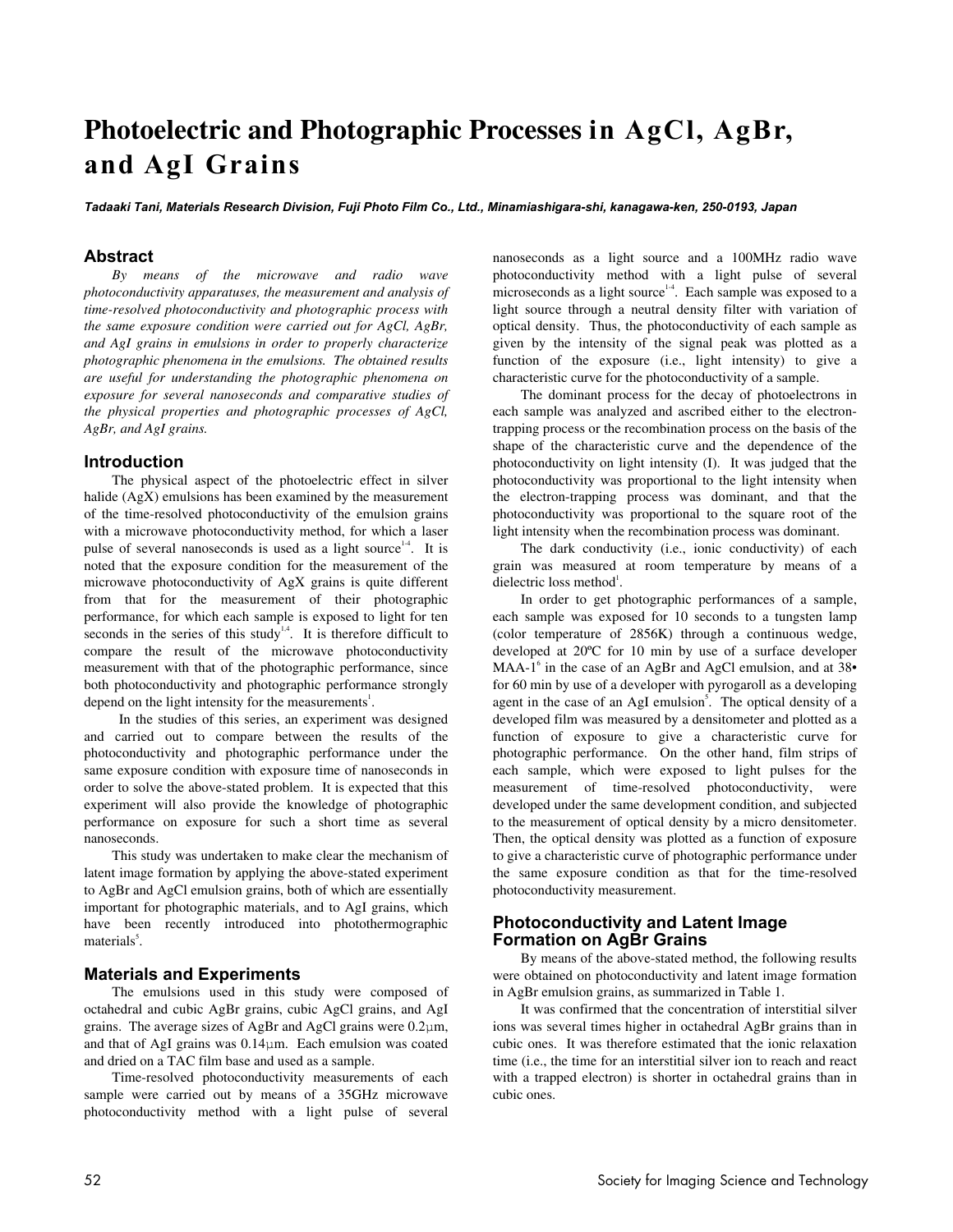# Photoelectric and Photographic Processes in AgCl, AgBr, and AgI Grains

***Tadaaki Tani, Materials Research Division, Fuji Photo Film Co., Ltd., Minamiashigara-shi, kanagawa-ken, 250-0193, Japan***

## Abstract

*By means of the microwave and radio wave photoconductivity apparatuses, the measurement and analysis of time-resolved photoconductivity and photographic process with the same exposure condition were carried out for AgCl, AgBr, and AgI grains in emulsions in order to properly characterize photographic phenomena in the emulsions. The obtained results are useful for understanding the photographic phenomena on exposure for several nanoseconds and comparative studies of the physical properties and photographic processes of AgCl, AgBr, and AgI grains.*

## Introduction

The physical aspect of the photoelectric effect in silver halide (AgX) emulsions has been examined by the measurement of the time-resolved photoconductivity of the emulsion grains with a microwave photoconductivity method, for which a laser pulse of several nanoseconds is used as a light source[1-4]. It is noted that the exposure condition for the measurement of the microwave photoconductivity of AgX grains is quite different from that for the measurement of their photographic performance, for which each sample is exposed to light for ten seconds in the series of this study[1,4]. It is therefore difficult to compare the result of the microwave photoconductivity measurement with that of the photographic performance, since both photoconductivity and photographic performance strongly depend on the light intensity for the measurements[1].

In the studies of this series, an experiment was designed and carried out to compare between the results of the photoconductivity and photographic performance under the same exposure condition with exposure time of nanoseconds in order to solve the above-stated problem. It is expected that this experiment will also provide the knowledge of photographic performance on exposure for such a short time as several nanoseconds.

This study was undertaken to make clear the mechanism of latent image formation by applying the above-stated experiment to AgBr and AgCl emulsion grains, both of which are essentially important for photographic materials, and to AgI grains, which have been recently introduced into photothermographic materials[5].

## Materials and Experiments

The emulsions used in this study were composed of octahedral and cubic AgBr grains, cubic AgCl grains, and AgI grains. The average sizes of AgBr and AgCl grains were 0.2µm, and that of AgI grains was 0.14µm. Each emulsion was coated and dried on a TAC film base and used as a sample.

Time-resolved photoconductivity measurements of each sample were carried out by means of a 35GHz microwave photoconductivity method with a light pulse of several nanoseconds as a light source and a 100MHz radio wave photoconductivity method with a light pulse of several microseconds as a light source[1-4]. Each sample was exposed to a light source through a neutral density filter with variation of optical density. Thus, the photoconductivity of each sample as given by the intensity of the signal peak was plotted as a function of the exposure (i.e., light intensity) to give a characteristic curve for the photoconductivity of a sample.

The dominant process for the decay of photoelectrons in each sample was analyzed and ascribed either to the electron-trapping process or the recombination process on the basis of the shape of the characteristic curve and the dependence of the photoconductivity on light intensity (I). It was judged that the photoconductivity was proportional to the light intensity when the electron-trapping process was dominant, and that the photoconductivity was proportional to the square root of the light intensity when the recombination process was dominant.

The dark conductivity (i.e., ionic conductivity) of each grain was measured at room temperature by means of a dielectric loss method[1].

In order to get photographic performances of a sample, each sample was exposed for 10 seconds to a tungsten lamp (color temperature of 2856K) through a continuous wedge, developed at 20ºC for 10 min by use of a surface developer MAA-1[6] in the case of an AgBr and AgCl emulsion, and at 38• for 60 min by use of a developer with pyrogaroll as a developing agent in the case of an AgI emulsion[5]. The optical density of a developed film was measured by a densitometer and plotted as a function of exposure to give a characteristic curve for photographic performance. On the other hand, film strips of each sample, which were exposed to light pulses for the measurement of time-resolved photoconductivity, were developed under the same development condition, and subjected to the measurement of optical density by a micro densitometer. Then, the optical density was plotted as a function of exposure to give a characteristic curve of photographic performance under the same exposure condition as that for the time-resolved photoconductivity measurement.

## Photoconductivity and Latent Image Formation on AgBr Grains

By means of the above-stated method, the following results were obtained on photoconductivity and latent image formation in AgBr emulsion grains, as summarized in Table 1.

It was confirmed that the concentration of interstitial silver ions was several times higher in octahedral AgBr grains than in cubic ones. It was therefore estimated that the ionic relaxation time (i.e., the time for an interstitial silver ion to reach and react with a trapped electron) is shorter in octahedral grains than in cubic ones.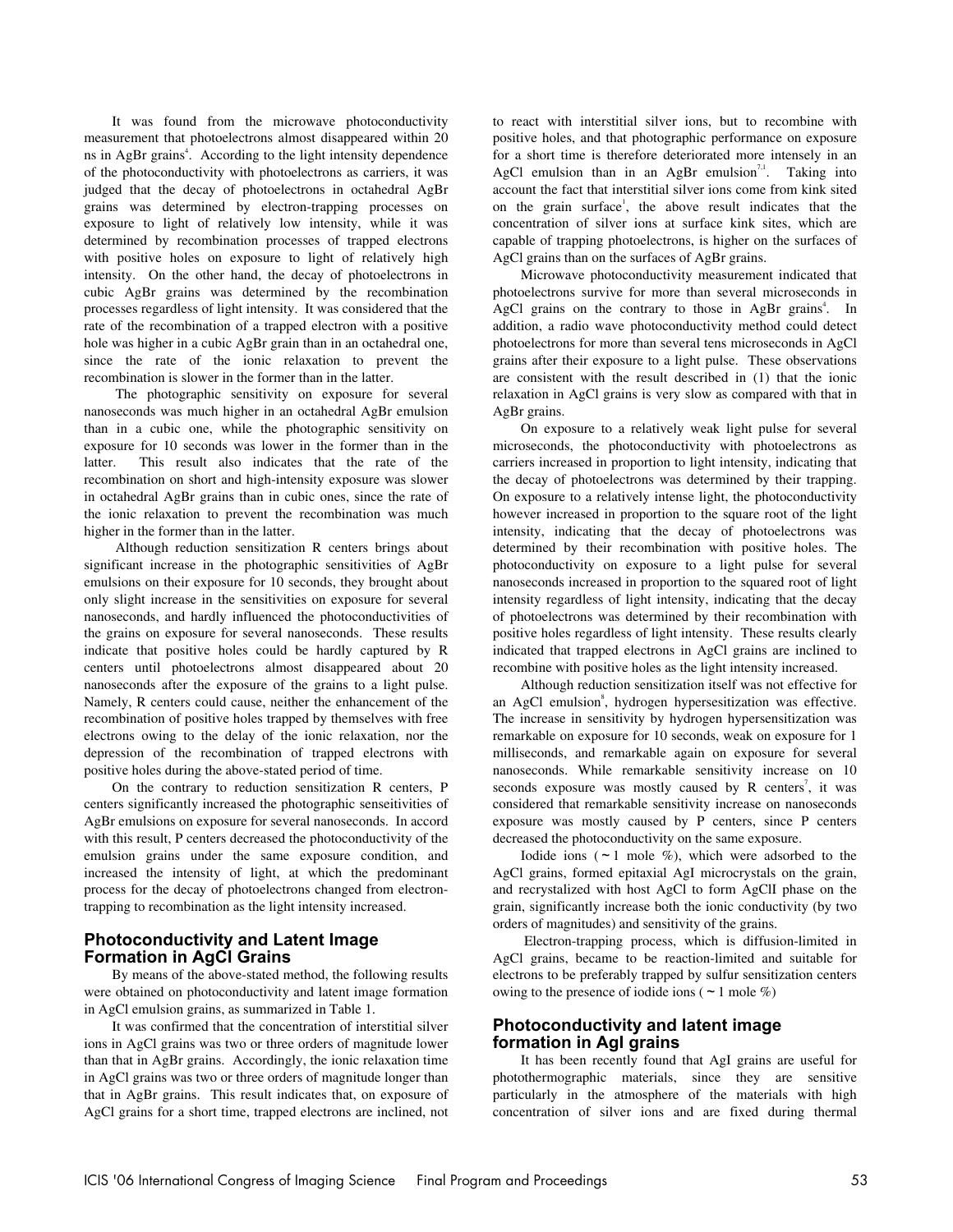It was found from the microwave photoconductivity measurement that photoelectrons almost disappeared within 20 ns in AgBr grains[4]. According to the light intensity dependence of the photoconductivity with photoelectrons as carriers, it was judged that the decay of photoelectrons in octahedral AgBr grains was determined by electron-trapping processes on exposure to light of relatively low intensity, while it was determined by recombination processes of trapped electrons with positive holes on exposure to light of relatively high intensity. On the other hand, the decay of photoelectrons in cubic AgBr grains was determined by the recombination processes regardless of light intensity. It was considered that the rate of the recombination of a trapped electron with a positive hole was higher in a cubic AgBr grain than in an octahedral one, since the rate of the ionic relaxation to prevent the recombination is slower in the former than in the latter.

The photographic sensitivity on exposure for several nanoseconds was much higher in an octahedral AgBr emulsion than in a cubic one, while the photographic sensitivity on exposure for 10 seconds was lower in the former than in the latter. This result also indicates that the rate of the recombination on short and high-intensity exposure was slower in octahedral AgBr grains than in cubic ones, since the rate of the ionic relaxation to prevent the recombination was much higher in the former than in the latter.

Although reduction sensitization R centers brings about significant increase in the photographic sensitivities of AgBr emulsions on their exposure for 10 seconds, they brought about only slight increase in the sensitivities on exposure for several nanoseconds, and hardly influenced the photoconductivities of the grains on exposure for several nanoseconds. These results indicate that positive holes could be hardly captured by R centers until photoelectrons almost disappeared about 20 nanoseconds after the exposure of the grains to a light pulse. Namely, R centers could cause, neither the enhancement of the recombination of positive holes trapped by themselves with free electrons owing to the delay of the ionic relaxation, nor the depression of the recombination of trapped electrons with positive holes during the above-stated period of time.

On the contrary to reduction sensitization R centers, P centers significantly increased the photographic senseitivities of AgBr emulsions on exposure for several nanoseconds. In accord with this result, P centers decreased the photoconductivity of the emulsion grains under the same exposure condition, and increased the intensity of light, at which the predominant process for the decay of photoelectrons changed from electron-trapping to recombination as the light intensity increased.

## Photoconductivity and Latent Image Formation in AgCl Grains

By means of the above-stated method, the following results were obtained on photoconductivity and latent image formation in AgCl emulsion grains, as summarized in Table 1.

It was confirmed that the concentration of interstitial silver ions in AgCl grains was two or three orders of magnitude lower than that in AgBr grains. Accordingly, the ionic relaxation time in AgCl grains was two or three orders of magnitude longer than that in AgBr grains. This result indicates that, on exposure of AgCl grains for a short time, trapped electrons are inclined, not to react with interstitial silver ions, but to recombine with positive holes, and that photographic performance on exposure for a short time is therefore deteriorated more intensely in an AgCl emulsion than in an AgBr emulsion[7,1]. Taking into account the fact that interstitial silver ions come from kink sited on the grain surface[1], the above result indicates that the concentration of silver ions at surface kink sites, which are capable of trapping photoelectrons, is higher on the surfaces of AgCl grains than on the surfaces of AgBr grains.

Microwave photoconductivity measurement indicated that photoelectrons survive for more than several microseconds in AgCl grains on the contrary to those in AgBr grains[4]. In addition, a radio wave photoconductivity method could detect photoelectrons for more than several tens microseconds in AgCl grains after their exposure to a light pulse. These observations are consistent with the result described in (1) that the ionic relaxation in AgCl grains is very slow as compared with that in AgBr grains.

On exposure to a relatively weak light pulse for several microseconds, the photoconductivity with photoelectrons as carriers increased in proportion to light intensity, indicating that the decay of photoelectrons was determined by their trapping. On exposure to a relatively intense light, the photoconductivity however increased in proportion to the square root of the light intensity, indicating that the decay of photoelectrons was determined by their recombination with positive holes. The photoconductivity on exposure to a light pulse for several nanoseconds increased in proportion to the squared root of light intensity regardless of light intensity, indicating that the decay of photoelectrons was determined by their recombination with positive holes regardless of light intensity. These results clearly indicated that trapped electrons in AgCl grains are inclined to recombine with positive holes as the light intensity increased.

Although reduction sensitization itself was not effective for an AgCl emulsion[8], hydrogen hypersesitization was effective. The increase in sensitivity by hydrogen hypersensitization was remarkable on exposure for 10 seconds, weak on exposure for 1 milliseconds, and remarkable again on exposure for several nanoseconds. While remarkable sensitivity increase on 10 seconds exposure was mostly caused by R centers[7], it was considered that remarkable sensitivity increase on nanoseconds exposure was mostly caused by P centers, since P centers decreased the photoconductivity on the same exposure.

Iodide ions (～1 mole %), which were adsorbed to the AgCl grains, formed epitaxial AgI microcrystals on the grain, and recrystalized with host AgCl to form AgClI phase on the grain, significantly increase both the ionic conductivity (by two orders of magnitudes) and sensitivity of the grains.

Electron-trapping process, which is diffusion-limited in AgCl grains, became to be reaction-limited and suitable for electrons to be preferably trapped by sulfur sensitization centers owing to the presence of iodide ions (～1 mole %)

## Photoconductivity and latent image formation in AgI grains

It has been recently found that AgI grains are useful for photothermographic materials, since they are sensitive particularly in the atmosphere of the materials with high concentration of silver ions and are fixed during thermal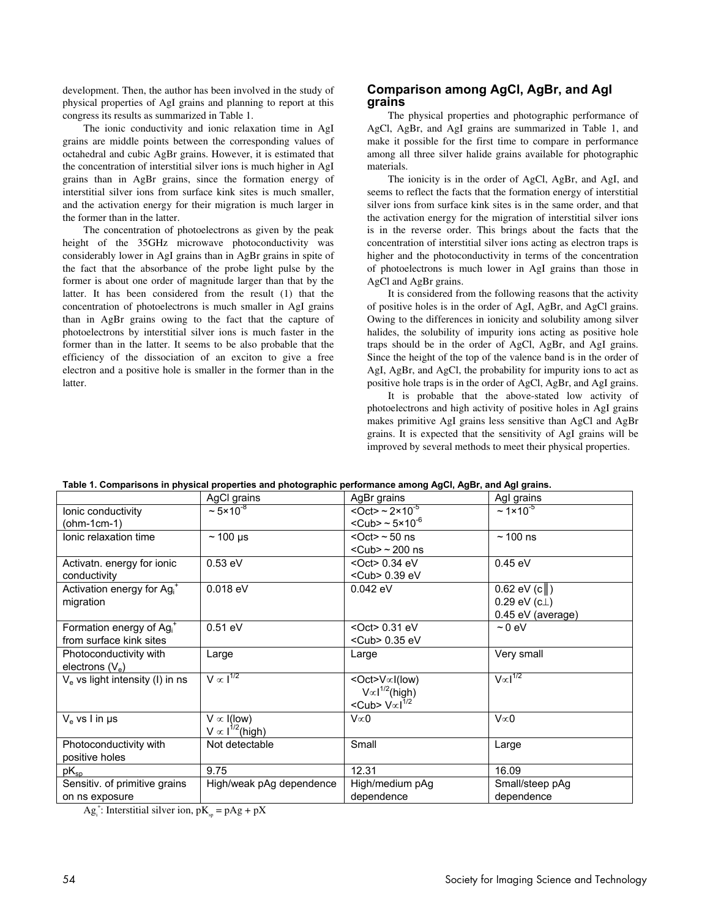development. Then, the author has been involved in the study of physical properties of AgI grains and planning to report at this congress its results as summarized in Table 1.

The ionic conductivity and ionic relaxation time in AgI grains are middle points between the corresponding values of octahedral and cubic AgBr grains. However, it is estimated that the concentration of interstitial silver ions is much higher in AgI grains than in AgBr grains, since the formation energy of interstitial silver ions from surface kink sites is much smaller, and the activation energy for their migration is much larger in the former than in the latter.

The concentration of photoelectrons as given by the peak height of the 35GHz microwave photoconductivity was considerably lower in AgI grains than in AgBr grains in spite of the fact that the absorbance of the probe light pulse by the former is about one order of magnitude larger than that by the latter. It has been considered from the result (1) that the concentration of photoelectrons is much smaller in AgI grains than in AgBr grains owing to the fact that the capture of photoelectrons by interstitial silver ions is much faster in the former than in the latter. It seems to be also probable that the efficiency of the dissociation of an exciton to give a free electron and a positive hole is smaller in the former than in the latter.

## Comparison among AgCl, AgBr, and AgI grains

The physical properties and photographic performance of AgCl, AgBr, and AgI grains are summarized in Table 1, and make it possible for the first time to compare in performance among all three silver halide grains available for photographic materials.

The ionicity is in the order of AgCl, AgBr, and AgI, and seems to reflect the facts that the formation energy of interstitial silver ions from surface kink sites is in the same order, and that the activation energy for the migration of interstitial silver ions is in the reverse order. This brings about the facts that the concentration of interstitial silver ions acting as electron traps is higher and the photoconductivity in terms of the concentration of photoelectrons is much lower in AgI grains than those in AgCl and AgBr grains.

It is considered from the following reasons that the activity of positive holes is in the order of AgI, AgBr, and AgCl grains. Owing to the differences in ionicity and solubility among silver halides, the solubility of impurity ions acting as positive hole traps should be in the order of AgCl, AgBr, and AgI grains. Since the height of the top of the valence band is in the order of AgI, AgBr, and AgCl, the probability for impurity ions to act as positive hole traps is in the order of AgCl, AgBr, and AgI grains.

It is probable that the above-stated low activity of photoelectrons and high activity of positive holes in AgI grains makes primitive AgI grains less sensitive than AgCl and AgBr grains. It is expected that the sensitivity of AgI grains will be improved by several methods to meet their physical properties.

**Table 1. Comparisons in physical properties and photographic performance among AgCl, AgBr, and AgI grains.**

| | AgCl grains | AgBr grains | AgI grains |
|---|---|---|---|
| Ionic conductivity (ohm-1cm-1) | $\sim 5\times10^{-8}$ | <Oct> $\sim 2\times10^{-5}$<br><Cub> $\sim 5\times10^{-6}$ | $\sim 1\times10^{-5}$ |
| Ionic relaxation time | ~ 100 μs | <Oct> ~ 50 ns<br><Cub> ~ 200 ns | ~ 100 ns |
| Activatn. energy for ionic conductivity | 0.53 eV | <Oct> 0.34 eV<br><Cub> 0.39 eV | 0.45 eV |
| Activation energy for $Ag_i^+$ migration | 0.018 eV | 0.042 eV | 0.62 eV (c∥)<br>0.29 eV (c⊥)<br>0.45 eV (average) |
| Formation energy of $Ag_i^+$ from surface kink sites | 0.51 eV | <Oct> 0.31 eV<br><Cub> 0.35 eV | ~ 0 eV |
| Photoconductivity with electrons ($V_e$) | Large | Large | Very small |
| $V_e$ vs light intensity (I) in ns | $V \propto I^{1/2}$ | <Oct> $V\propto I$ (low)<br>$V\propto I^{1/2}$ (high)<br><Cub> $V\propto I^{1/2}$ | $V\propto I^{1/2}$ |
| $V_e$ vs I in μs | $V \propto I$ (low)<br>$V \propto I^{1/2}$ (high) | $V\propto 0$ | $V\propto 0$ |
| Photoconductivity with positive holes | Not detectable | Small | Large |
| $pK_{sp}$ | 9.75 | 12.31 | 16.09 |
| Sensitiv. of primitive grains on ns exposure | High/weak pAg dependence | High/medium pAg dependence | Small/steep pAg dependence |

$Ag_i^+$: Interstitial silver ion, $pK_{sp} = pAg + pX$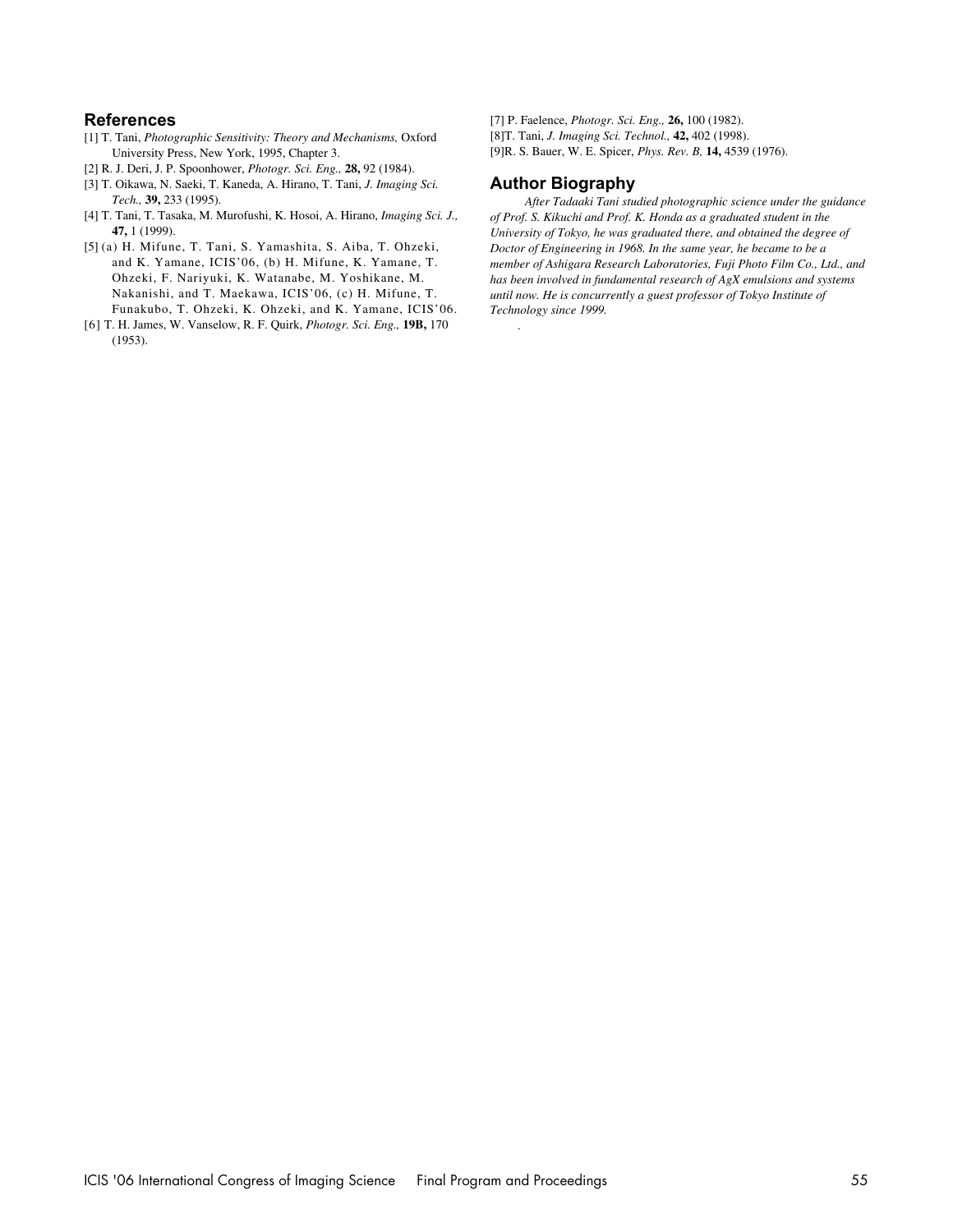## References

[1] T. Tani, *Photographic Sensitivity: Theory and Mechanisms,* Oxford University Press, New York, 1995, Chapter 3.

[2] R. J. Deri, J. P. Spoonhower, *Photogr. Sci. Eng.,* **28,** 92 (1984).

[3] T. Oikawa, N. Saeki, T. Kaneda, A. Hirano, T. Tani, *J. Imaging Sci. Tech.,* **39,** 233 (1995).

[4] T. Tani, T. Tasaka, M. Murofushi, K. Hosoi, A. Hirano, *Imaging Sci. J.,* **47,** 1 (1999).

[5] (a) H. Mifune, T. Tani, S. Yamashita, S. Aiba, T. Ohzeki, and K. Yamane, ICIS'06, (b) H. Mifune, K. Yamane, T. Ohzeki, F. Nariyuki, K. Watanabe, M. Yoshikane, M. Nakanishi, and T. Maekawa, ICIS'06, (c) H. Mifune, T. Funakubo, T. Ohzeki, K. Ohzeki, and K. Yamane, ICIS'06.

[6] T. H. James, W. Vanselow, R. F. Quirk, *Photogr. Sci. Eng.,* **19B,** 170 (1953).

[7] P. Faelence, *Photogr. Sci. Eng.,* **26,** 100 (1982).

[8]T. Tani, *J. Imaging Sci. Technol.,* **42,** 402 (1998).

[9]R. S. Bauer, W. E. Spicer, *Phys. Rev. B,* **14,** 4539 (1976).

## Author Biography

*After Tadaaki Tani studied photographic science under the guidance of Prof. S. Kikuchi and Prof. K. Honda as a graduated student in the University of Tokyo, he was graduated there, and obtained the degree of Doctor of Engineering in 1968. In the same year, he became to be a member of Ashigara Research Laboratories, Fuji Photo Film Co., Ltd., and has been involved in fundamental research of AgX emulsions and systems until now. He is concurrently a guest professor of Tokyo Institute of Technology since 1999.*